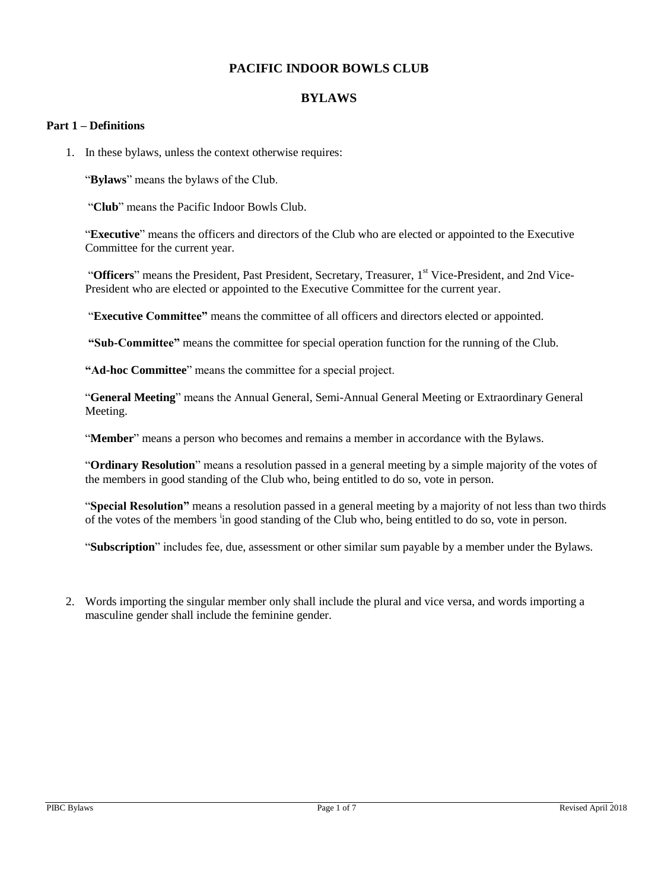# PACIFIC INDOOR BOWLS CLUB

## BYLAWS

### Part 1 – Definitions

1. In these bylaws, unless the context otherwise requires:

   "**Bylaws**" means the bylaws of the Club.

   "**Club**" means the Pacific Indoor Bowls Club.

   "**Executive**" means the officers and directors of the Club who are elected or appointed to the Executive Committee for the current year.

   "**Officers**" means the President, Past President, Secretary, Treasurer, 1st Vice-President, and 2nd Vice-President who are elected or appointed to the Executive Committee for the current year.

   "**Executive Committee**" means the committee of all officers and directors elected or appointed.

   "**Sub-Committee**" means the committee for special operation function for the running of the Club.

   "**Ad-hoc Committee**" means the committee for a special project.

   "**General Meeting**" means the Annual General, Semi-Annual General Meeting or Extraordinary General Meeting.

   "**Member**" means a person who becomes and remains a member in accordance with the Bylaws.

   "**Ordinary Resolution**" means a resolution passed in a general meeting by a simple majority of the votes of the members in good standing of the Club who, being entitled to do so, vote in person.

   "**Special Resolution**" means a resolution passed in a general meeting by a majority of not less than two thirds of the votes of the members [i] in good standing of the Club who, being entitled to do so, vote in person.

   "**Subscription**" includes fee, due, assessment or other similar sum payable by a member under the Bylaws.

2. Words importing the singular member only shall include the plural and vice versa, and words importing a masculine gender shall include the feminine gender.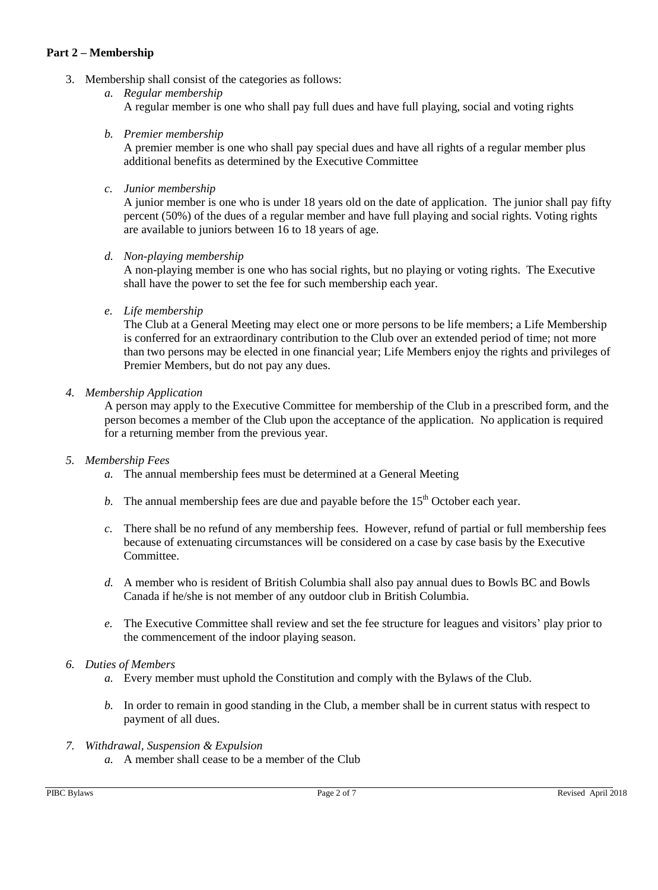**Part 2 – Membership**

3. Membership shall consist of the categories as follows:
   a. *Regular membership*
      A regular member is one who shall pay full dues and have full playing, social and voting rights

   b. *Premier membership*
      A premier member is one who shall pay special dues and have all rights of a regular member plus additional benefits as determined by the Executive Committee

   c. *Junior membership*
      A junior member is one who is under 18 years old on the date of application. The junior shall pay fifty percent (50%) of the dues of a regular member and have full playing and social rights. Voting rights are available to juniors between 16 to 18 years of age.

   d. *Non-playing membership*
      A non-playing member is one who has social rights, but no playing or voting rights. The Executive shall have the power to set the fee for such membership each year.

   e. *Life membership*
      The Club at a General Meeting may elect one or more persons to be life members; a Life Membership is conferred for an extraordinary contribution to the Club over an extended period of time; not more than two persons may be elected in one financial year; Life Members enjoy the rights and privileges of Premier Members, but do not pay any dues.

4. *Membership Application*
   A person may apply to the Executive Committee for membership of the Club in a prescribed form, and the person becomes a member of the Club upon the acceptance of the application. No application is required for a returning member from the previous year.

5. *Membership Fees*
   a. The annual membership fees must be determined at a General Meeting

   b. The annual membership fees are due and payable before the 15th October each year.

   c. There shall be no refund of any membership fees. However, refund of partial or full membership fees because of extenuating circumstances will be considered on a case by case basis by the Executive Committee.

   d. A member who is resident of British Columbia shall also pay annual dues to Bowls BC and Bowls Canada if he/she is not member of any outdoor club in British Columbia.

   e. The Executive Committee shall review and set the fee structure for leagues and visitors' play prior to the commencement of the indoor playing season.

6. *Duties of Members*
   a. Every member must uphold the Constitution and comply with the Bylaws of the Club.

   b. In order to remain in good standing in the Club, a member shall be in current status with respect to payment of all dues.

7. *Withdrawal, Suspension & Expulsion*
   a. A member shall cease to be a member of the Club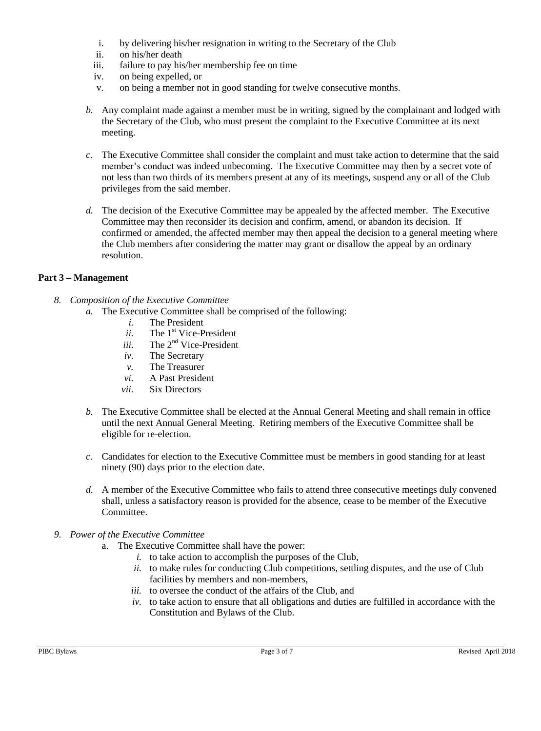i. by delivering his/her resignation in writing to the Secretary of the Club
ii. on his/her death
iii. failure to pay his/her membership fee on time
iv. on being expelled, or
v. on being a member not in good standing for twelve consecutive months.

*b.* Any complaint made against a member must be in writing, signed by the complainant and lodged with the Secretary of the Club, who must present the complaint to the Executive Committee at its next meeting.

*c.* The Executive Committee shall consider the complaint and must take action to determine that the said member's conduct was indeed unbecoming. The Executive Committee may then by a secret vote of not less than two thirds of its members present at any of its meetings, suspend any or all of the Club privileges from the said member.

*d.* The decision of the Executive Committee may be appealed by the affected member. The Executive Committee may then reconsider its decision and confirm, amend, or abandon its decision. If confirmed or amended, the affected member may then appeal the decision to a general meeting where the Club members after considering the matter may grant or disallow the appeal by an ordinary resolution.

## Part 3 – Management

*8. Composition of the Executive Committee*

*a.* The Executive Committee shall be comprised of the following:

*i.* The President
*ii.* The 1st Vice-President
*iii.* The 2nd Vice-President
*iv.* The Secretary
*v.* The Treasurer
*vi.* A Past President
*vii.* Six Directors

*b.* The Executive Committee shall be elected at the Annual General Meeting and shall remain in office until the next Annual General Meeting. Retiring members of the Executive Committee shall be eligible for re-election.

*c.* Candidates for election to the Executive Committee must be members in good standing for at least ninety (90) days prior to the election date.

*d.* A member of the Executive Committee who fails to attend three consecutive meetings duly convened shall, unless a satisfactory reason is provided for the absence, cease to be member of the Executive Committee.

*9. Power of the Executive Committee*

a. The Executive Committee shall have the power:

*i.* to take action to accomplish the purposes of the Club,
*ii.* to make rules for conducting Club competitions, settling disputes, and the use of Club facilities by members and non-members,
*iii.* to oversee the conduct of the affairs of the Club, and
*iv.* to take action to ensure that all obligations and duties are fulfilled in accordance with the Constitution and Bylaws of the Club.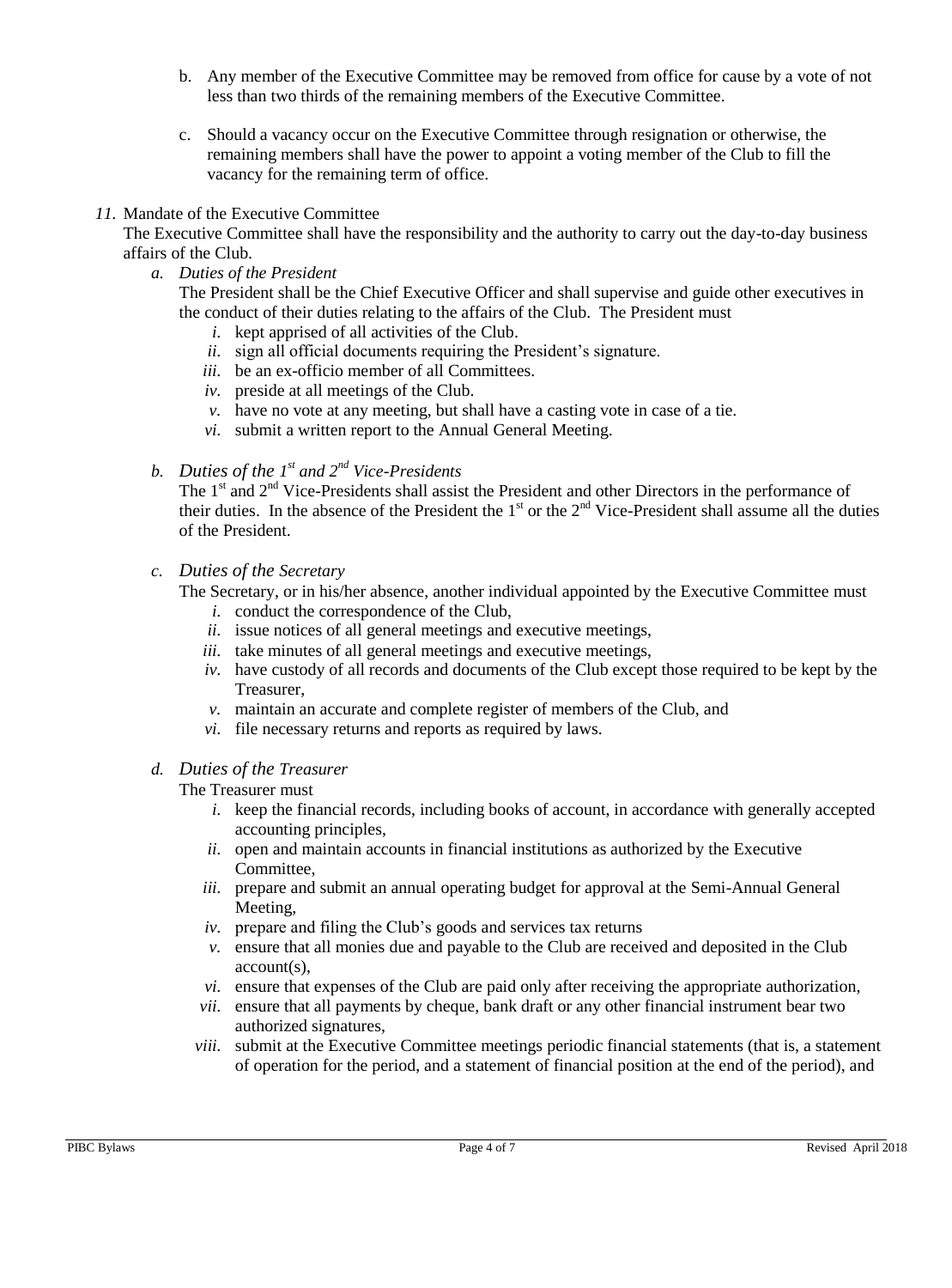b. Any member of the Executive Committee may be removed from office for cause by a vote of not less than two thirds of the remaining members of the Executive Committee.

c. Should a vacancy occur on the Executive Committee through resignation or otherwise, the remaining members shall have the power to appoint a voting member of the Club to fill the vacancy for the remaining term of office.

*11.* Mandate of the Executive Committee

The Executive Committee shall have the responsibility and the authority to carry out the day-to-day business affairs of the Club.

*a. Duties of the President*

The President shall be the Chief Executive Officer and shall supervise and guide other executives in the conduct of their duties relating to the affairs of the Club. The President must

*i.* kept apprised of all activities of the Club.
*ii.* sign all official documents requiring the President's signature.
*iii.* be an ex-officio member of all Committees.
*iv.* preside at all meetings of the Club.
*v.* have no vote at any meeting, but shall have a casting vote in case of a tie.
*vi.* submit a written report to the Annual General Meeting.

*b. Duties of the 1st and 2nd Vice-Presidents*

The 1st and 2nd Vice-Presidents shall assist the President and other Directors in the performance of their duties. In the absence of the President the 1st or the 2nd Vice-President shall assume all the duties of the President.

*c. Duties of the Secretary*

The Secretary, or in his/her absence, another individual appointed by the Executive Committee must

*i.* conduct the correspondence of the Club,
*ii.* issue notices of all general meetings and executive meetings,
*iii.* take minutes of all general meetings and executive meetings,
*iv.* have custody of all records and documents of the Club except those required to be kept by the Treasurer,
*v.* maintain an accurate and complete register of members of the Club, and
*vi.* file necessary returns and reports as required by laws.

*d. Duties of the Treasurer*

The Treasurer must

*i.* keep the financial records, including books of account, in accordance with generally accepted accounting principles,
*ii.* open and maintain accounts in financial institutions as authorized by the Executive Committee,
*iii.* prepare and submit an annual operating budget for approval at the Semi-Annual General Meeting,
*iv.* prepare and filing the Club's goods and services tax returns
*v.* ensure that all monies due and payable to the Club are received and deposited in the Club account(s),
*vi.* ensure that expenses of the Club are paid only after receiving the appropriate authorization,
*vii.* ensure that all payments by cheque, bank draft or any other financial instrument bear two authorized signatures,
*viii.* submit at the Executive Committee meetings periodic financial statements (that is, a statement of operation for the period, and a statement of financial position at the end of the period), and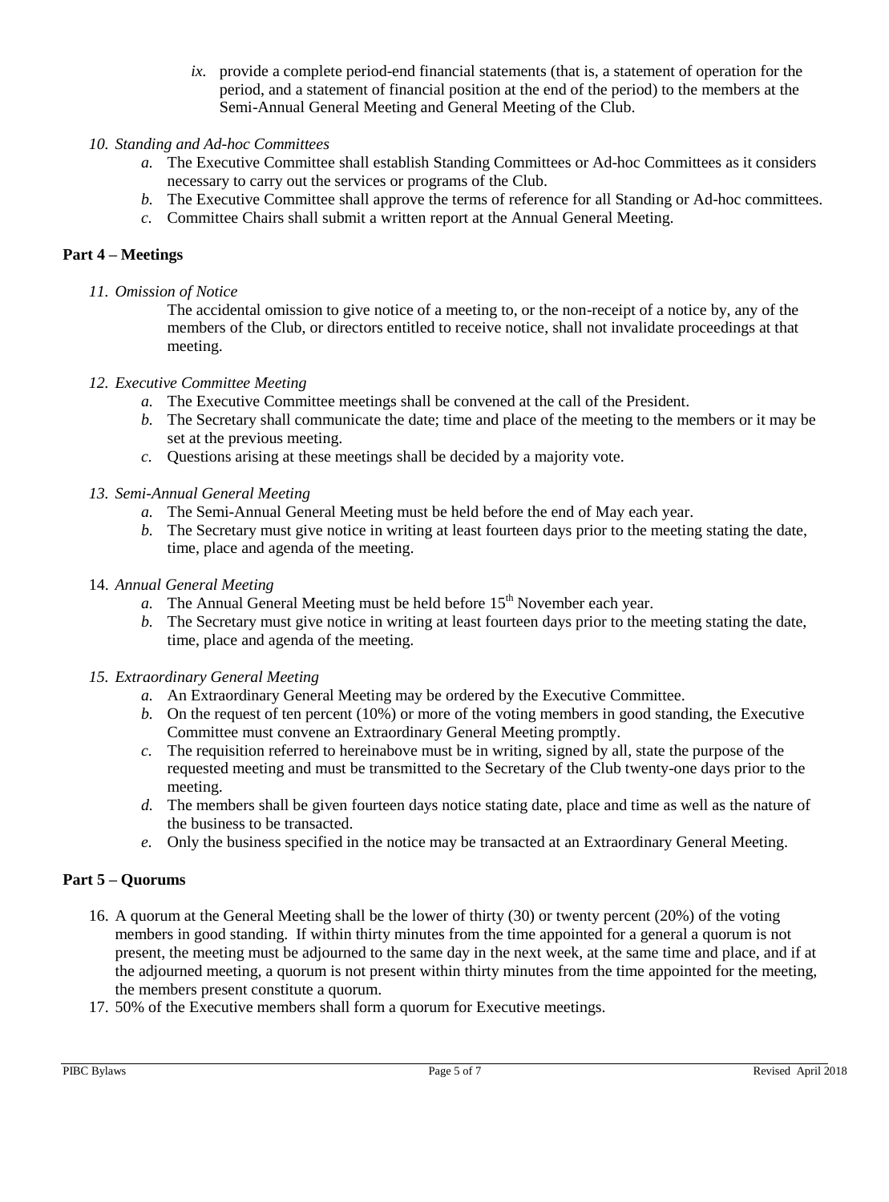*ix.* provide a complete period-end financial statements (that is, a statement of operation for the period, and a statement of financial position at the end of the period) to the members at the Semi-Annual General Meeting and General Meeting of the Club.

*10. Standing and Ad-hoc Committees*

*a.* The Executive Committee shall establish Standing Committees or Ad-hoc Committees as it considers necessary to carry out the services or programs of the Club.

*b.* The Executive Committee shall approve the terms of reference for all Standing or Ad-hoc committees.

*c.* Committee Chairs shall submit a written report at the Annual General Meeting.

## Part 4 – Meetings

*11. Omission of Notice*

The accidental omission to give notice of a meeting to, or the non-receipt of a notice by, any of the members of the Club, or directors entitled to receive notice, shall not invalidate proceedings at that meeting.

*12. Executive Committee Meeting*

*a.* The Executive Committee meetings shall be convened at the call of the President.

*b.* The Secretary shall communicate the date; time and place of the meeting to the members or it may be set at the previous meeting.

*c.* Questions arising at these meetings shall be decided by a majority vote.

*13. Semi-Annual General Meeting*

*a.* The Semi-Annual General Meeting must be held before the end of May each year.

*b.* The Secretary must give notice in writing at least fourteen days prior to the meeting stating the date, time, place and agenda of the meeting.

14. *Annual General Meeting*

*a.* The Annual General Meeting must be held before 15th November each year.

*b.* The Secretary must give notice in writing at least fourteen days prior to the meeting stating the date, time, place and agenda of the meeting.

*15. Extraordinary General Meeting*

*a.* An Extraordinary General Meeting may be ordered by the Executive Committee.

*b.* On the request of ten percent (10%) or more of the voting members in good standing, the Executive Committee must convene an Extraordinary General Meeting promptly.

*c.* The requisition referred to hereinabove must be in writing, signed by all, state the purpose of the requested meeting and must be transmitted to the Secretary of the Club twenty-one days prior to the meeting.

*d.* The members shall be given fourteen days notice stating date, place and time as well as the nature of the business to be transacted.

*e.* Only the business specified in the notice may be transacted at an Extraordinary General Meeting.

## Part 5 – Quorums

16. A quorum at the General Meeting shall be the lower of thirty (30) or twenty percent (20%) of the voting members in good standing. If within thirty minutes from the time appointed for a general a quorum is not present, the meeting must be adjourned to the same day in the next week, at the same time and place, and if at the adjourned meeting, a quorum is not present within thirty minutes from the time appointed for the meeting, the members present constitute a quorum.

17. 50% of the Executive members shall form a quorum for Executive meetings.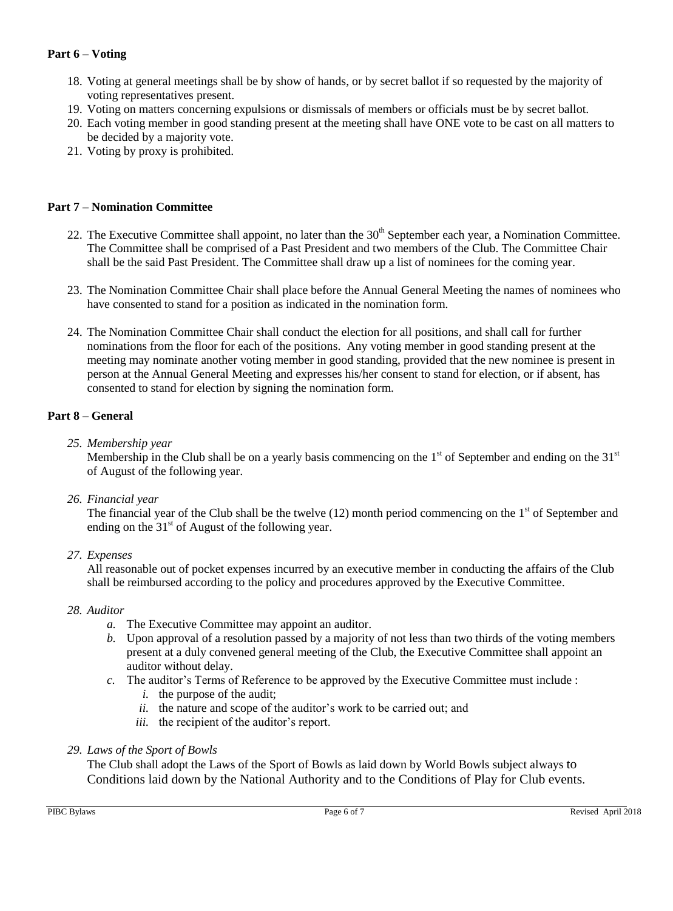### Part 6 – Voting

18. Voting at general meetings shall be by show of hands, or by secret ballot if so requested by the majority of voting representatives present.
19. Voting on matters concerning expulsions or dismissals of members or officials must be by secret ballot.
20. Each voting member in good standing present at the meeting shall have ONE vote to be cast on all matters to be decided by a majority vote.
21. Voting by proxy is prohibited.

### Part 7 – Nomination Committee

22. The Executive Committee shall appoint, no later than the 30th September each year, a Nomination Committee. The Committee shall be comprised of a Past President and two members of the Club. The Committee Chair shall be the said Past President. The Committee shall draw up a list of nominees for the coming year.

23. The Nomination Committee Chair shall place before the Annual General Meeting the names of nominees who have consented to stand for a position as indicated in the nomination form.

24. The Nomination Committee Chair shall conduct the election for all positions, and shall call for further nominations from the floor for each of the positions. Any voting member in good standing present at the meeting may nominate another voting member in good standing, provided that the new nominee is present in person at the Annual General Meeting and expresses his/her consent to stand for election, or if absent, has consented to stand for election by signing the nomination form.

### Part 8 – General

25. *Membership year*

    Membership in the Club shall be on a yearly basis commencing on the 1st of September and ending on the 31st of August of the following year.

26. *Financial year*

    The financial year of the Club shall be the twelve (12) month period commencing on the 1st of September and ending on the 31st of August of the following year.

27. *Expenses*

    All reasonable out of pocket expenses incurred by an executive member in conducting the affairs of the Club shall be reimbursed according to the policy and procedures approved by the Executive Committee.

28. *Auditor*
    - *a.* The Executive Committee may appoint an auditor.
    - *b.* Upon approval of a resolution passed by a majority of not less than two thirds of the voting members present at a duly convened general meeting of the Club, the Executive Committee shall appoint an auditor without delay.
    - *c.* The auditor's Terms of Reference to be approved by the Executive Committee must include :
        - *i.* the purpose of the audit;
        - *ii.* the nature and scope of the auditor's work to be carried out; and
        - *iii.* the recipient of the auditor's report.

29. *Laws of the Sport of Bowls*

    The Club shall adopt the Laws of the Sport of Bowls as laid down by World Bowls subject always to Conditions laid down by the National Authority and to the Conditions of Play for Club events.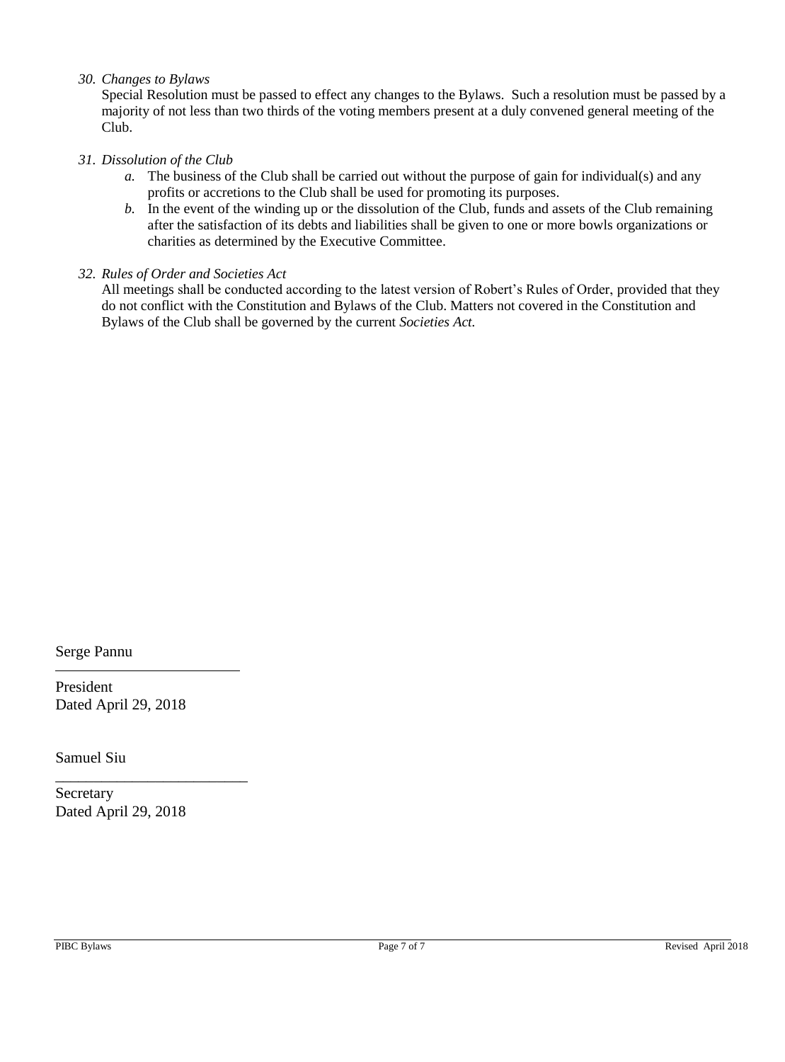*30. Changes to Bylaws*

Special Resolution must be passed to effect any changes to the Bylaws. Such a resolution must be passed by a majority of not less than two thirds of the voting members present at a duly convened general meeting of the Club.

*31. Dissolution of the Club*

*a.* The business of the Club shall be carried out without the purpose of gain for individual(s) and any profits or accretions to the Club shall be used for promoting its purposes.

*b.* In the event of the winding up or the dissolution of the Club, funds and assets of the Club remaining after the satisfaction of its debts and liabilities shall be given to one or more bowls organizations or charities as determined by the Executive Committee.

*32. Rules of Order and Societies Act*

All meetings shall be conducted according to the latest version of Robert's Rules of Order, provided that they do not conflict with the Constitution and Bylaws of the Club. Matters not covered in the Constitution and Bylaws of the Club shall be governed by the current *Societies Act.*

Serge Pannu

_________________________

President
Dated April 29, 2018

Samuel Siu

_________________________

Secretary
Dated April 29, 2018